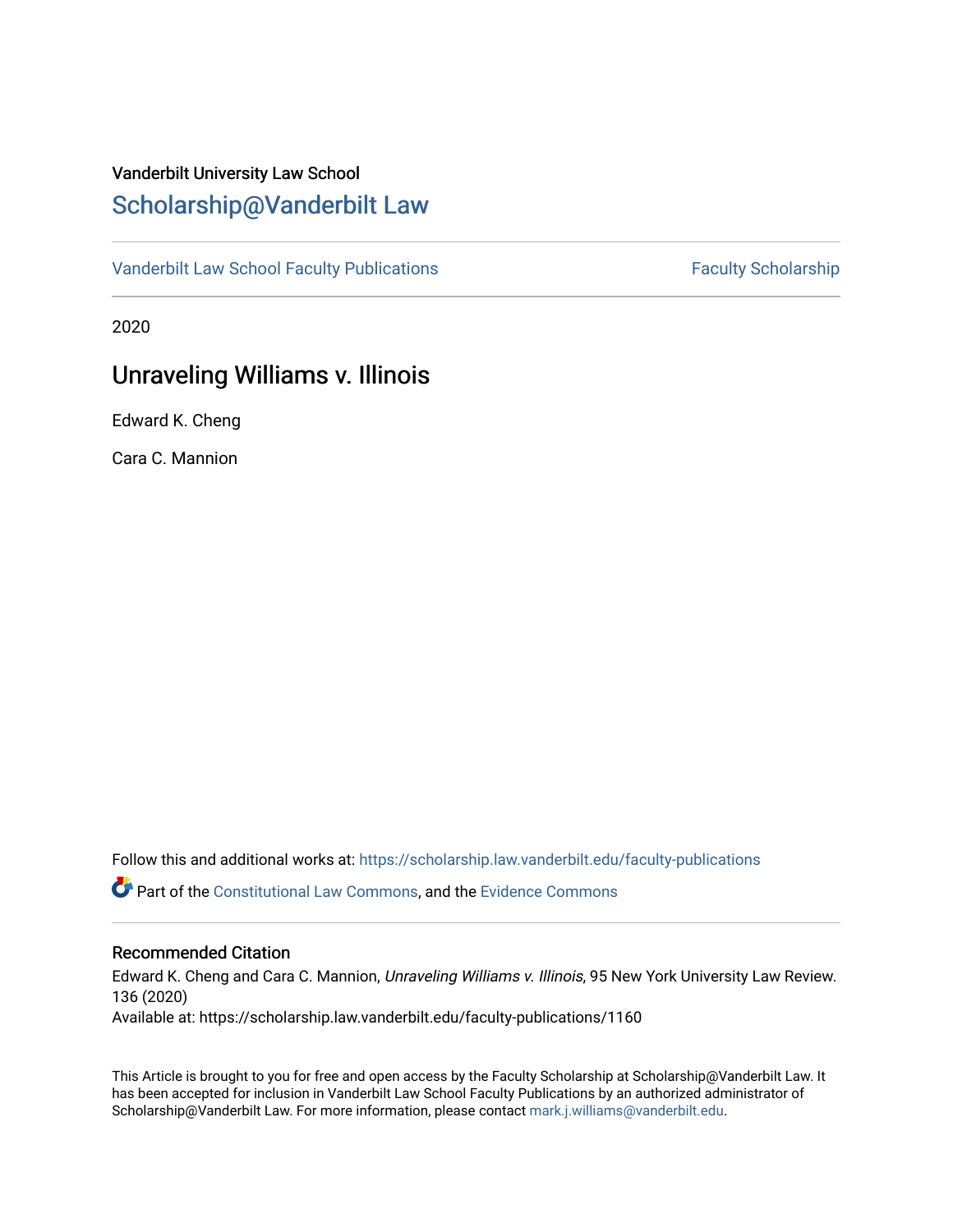Vanderbilt University Law School

# Scholarship@Vanderbilt Law

Vanderbilt Law School Faculty Publications | Faculty Scholarship

2020

## Unraveling Williams v. Illinois

Edward K. Cheng

Cara C. Mannion

Follow this and additional works at: https://scholarship.law.vanderbilt.edu/faculty-publications

Part of the Constitutional Law Commons, and the Evidence Commons

### Recommended Citation

Edward K. Cheng and Cara C. Mannion, *Unraveling Williams v. Illinois*, 95 New York University Law Review. 136 (2020)
Available at: https://scholarship.law.vanderbilt.edu/faculty-publications/1160

This Article is brought to you for free and open access by the Faculty Scholarship at Scholarship@Vanderbilt Law. It has been accepted for inclusion in Vanderbilt Law School Faculty Publications by an authorized administrator of Scholarship@Vanderbilt Law. For more information, please contact mark.j.williams@vanderbilt.edu.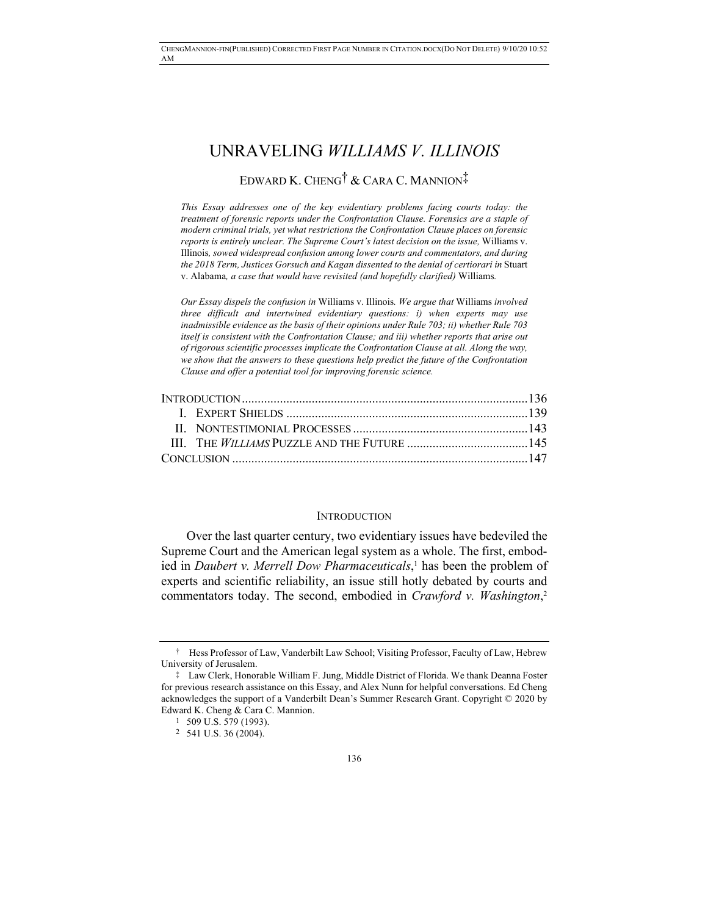# UNRAVELING *WILLIAMS V. ILLINOIS*

EDWARD K. CHENG[†] & CARA C. MANNION[‡]

*This Essay addresses one of the key evidentiary problems facing courts today: the treatment of forensic reports under the Confrontation Clause. Forensics are a staple of modern criminal trials, yet what restrictions the Confrontation Clause places on forensic reports is entirely unclear. The Supreme Court's latest decision on the issue,* Williams v. Illinois*, sowed widespread confusion among lower courts and commentators, and during the 2018 Term, Justices Gorsuch and Kagan dissented to the denial of certiorari in* Stuart v. Alabama*, a case that would have revisited (and hopefully clarified)* Williams*.*

*Our Essay dispels the confusion in* Williams v. Illinois*. We argue that* Williams *involved three difficult and intertwined evidentiary questions: i) when experts may use inadmissible evidence as the basis of their opinions under Rule 703; ii) whether Rule 703 itself is consistent with the Confrontation Clause; and iii) whether reports that arise out of rigorous scientific processes implicate the Confrontation Clause at all. Along the way, we show that the answers to these questions help predict the future of the Confrontation Clause and offer a potential tool for improving forensic science.*

| | |
|---|---|
| INTRODUCTION | 136 |
| I. EXPERT SHIELDS | 139 |
| II. NONTESTIMONIAL PROCESSES | 143 |
| III. THE *WILLIAMS* PUZZLE AND THE FUTURE | 145 |
| CONCLUSION | 147 |

## INTRODUCTION

Over the last quarter century, two evidentiary issues have bedeviled the Supreme Court and the American legal system as a whole. The first, embodied in *Daubert v. Merrell Dow Pharmaceuticals*,[1] has been the problem of experts and scientific reliability, an issue still hotly debated by courts and commentators today. The second, embodied in *Crawford v. Washington*,[2]

---

† Hess Professor of Law, Vanderbilt Law School; Visiting Professor, Faculty of Law, Hebrew University of Jerusalem.

‡ Law Clerk, Honorable William F. Jung, Middle District of Florida. We thank Deanna Foster for previous research assistance on this Essay, and Alex Nunn for helpful conversations. Ed Cheng acknowledges the support of a Vanderbilt Dean's Summer Research Grant. Copyright © 2020 by Edward K. Cheng & Cara C. Mannion.

1 509 U.S. 579 (1993).

2 541 U.S. 36 (2004).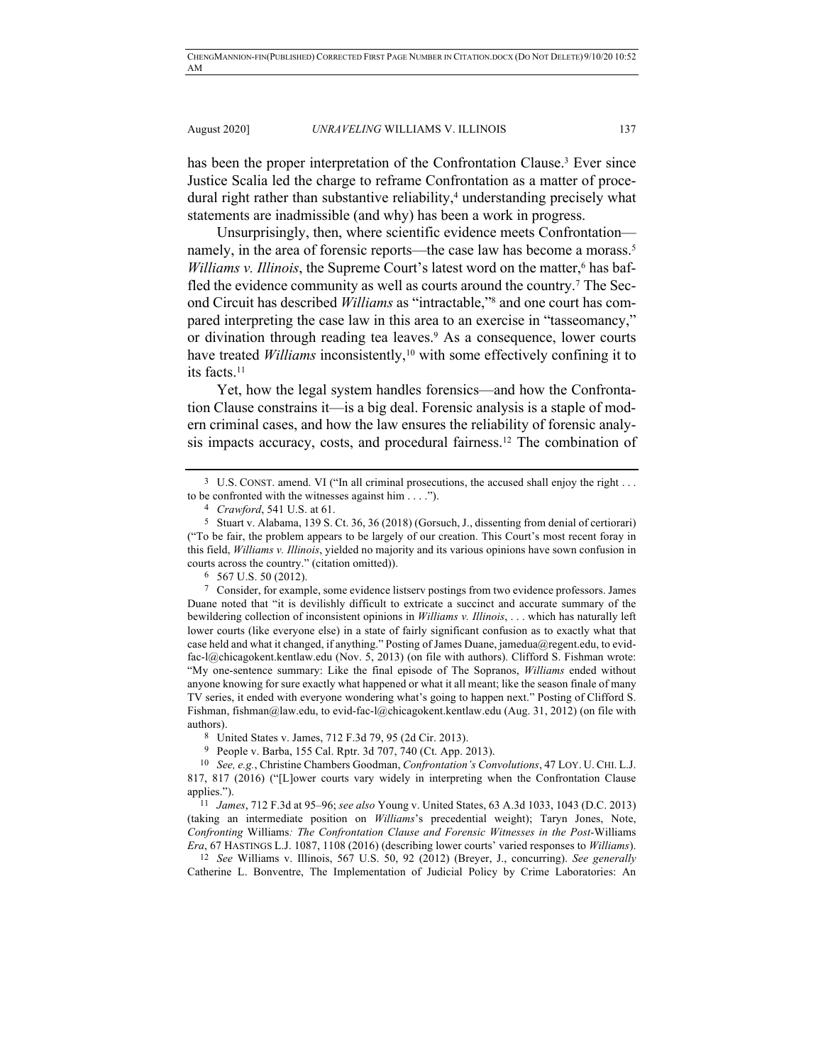has been the proper interpretation of the Confrontation Clause.[3] Ever since Justice Scalia led the charge to reframe Confrontation as a matter of procedural right rather than substantive reliability,[4] understanding precisely what statements are inadmissible (and why) has been a work in progress.

Unsurprisingly, then, where scientific evidence meets Confrontation—namely, in the area of forensic reports—the case law has become a morass.[5] *Williams v. Illinois*, the Supreme Court's latest word on the matter,[6] has baffled the evidence community as well as courts around the country.[7] The Second Circuit has described *Williams* as "intractable,"[8] and one court has compared interpreting the case law in this area to an exercise in "tasseomancy," or divination through reading tea leaves.[9] As a consequence, lower courts have treated *Williams* inconsistently,[10] with some effectively confining it to its facts.[11]

Yet, how the legal system handles forensics—and how the Confrontation Clause constrains it—is a big deal. Forensic analysis is a staple of modern criminal cases, and how the law ensures the reliability of forensic analysis impacts accuracy, costs, and procedural fairness.[12] The combination of

---

[3] U.S. CONST. amend. VI ("In all criminal prosecutions, the accused shall enjoy the right . . . to be confronted with the witnesses against him . . . .").

[4] *Crawford*, 541 U.S. at 61.

[5] Stuart v. Alabama, 139 S. Ct. 36, 36 (2018) (Gorsuch, J., dissenting from denial of certiorari) ("To be fair, the problem appears to be largely of our creation. This Court's most recent foray in this field, *Williams v. Illinois*, yielded no majority and its various opinions have sown confusion in courts across the country." (citation omitted)).

[6] 567 U.S. 50 (2012).

[7] Consider, for example, some evidence listserv postings from two evidence professors. James Duane noted that "it is devilishly difficult to extricate a succinct and accurate summary of the bewildering collection of inconsistent opinions in *Williams v. Illinois*, . . . which has naturally left lower courts (like everyone else) in a state of fairly significant confusion as to exactly what that case held and what it changed, if anything." Posting of James Duane, jamedua@regent.edu, to evid-fac-l@chicagokent.kentlaw.edu (Nov. 5, 2013) (on file with authors). Clifford S. Fishman wrote: "My one-sentence summary: Like the final episode of The Sopranos, *Williams* ended without anyone knowing for sure exactly what happened or what it all meant; like the season finale of many TV series, it ended with everyone wondering what's going to happen next." Posting of Clifford S. Fishman, fishman@law.edu, to evid-fac-l@chicagokent.kentlaw.edu (Aug. 31, 2012) (on file with authors).

[8] United States v. James, 712 F.3d 79, 95 (2d Cir. 2013).

[9] People v. Barba, 155 Cal. Rptr. 3d 707, 740 (Ct. App. 2013).

[10] *See, e.g.*, Christine Chambers Goodman, *Confrontation's Convolutions*, 47 LOY. U. CHI. L.J. 817, 817 (2016) ("[L]ower courts vary widely in interpreting when the Confrontation Clause applies.").

[11] *James*, 712 F.3d at 95–96; *see also* Young v. United States, 63 A.3d 1033, 1043 (D.C. 2013) (taking an intermediate position on *Williams*'s precedential weight); Taryn Jones, Note, *Confronting* Williams*: The Confrontation Clause and Forensic Witnesses in the Post-*Williams *Era*, 67 HASTINGS L.J. 1087, 1108 (2016) (describing lower courts' varied responses to *Williams*).

[12] *See* Williams v. Illinois, 567 U.S. 50, 92 (2012) (Breyer, J., concurring). *See generally* Catherine L. Bonventre, The Implementation of Judicial Policy by Crime Laboratories: An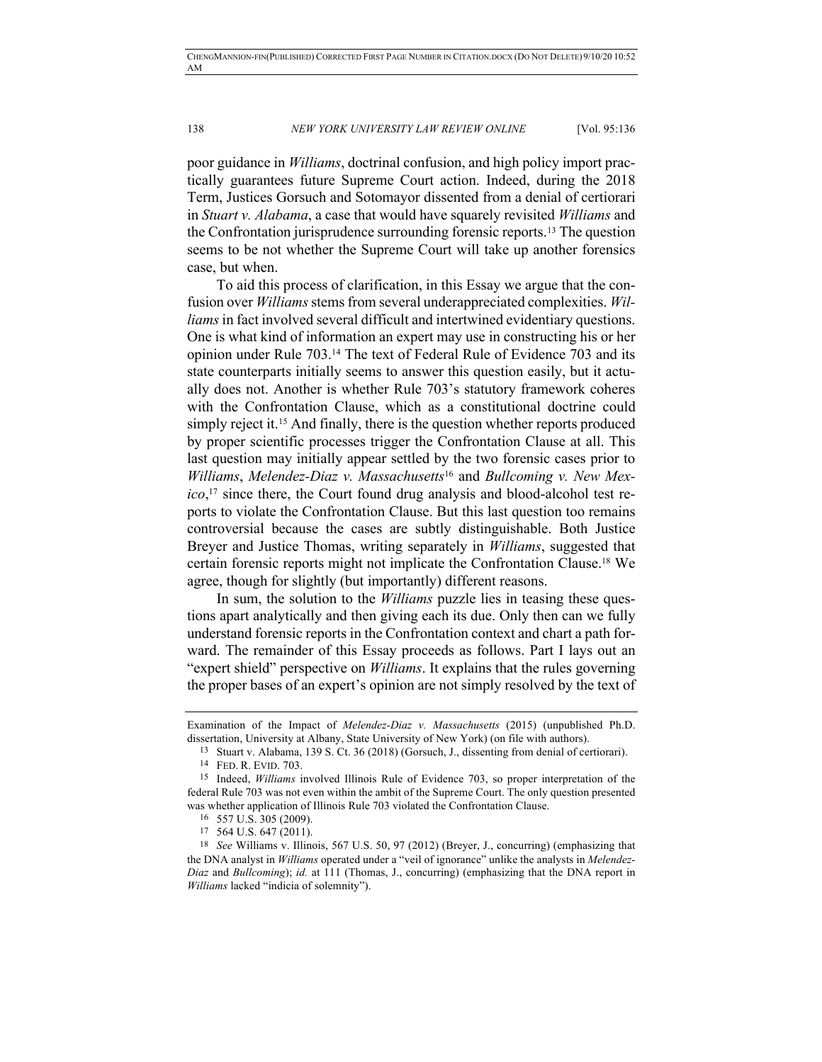poor guidance in *Williams*, doctrinal confusion, and high policy import practically guarantees future Supreme Court action. Indeed, during the 2018 Term, Justices Gorsuch and Sotomayor dissented from a denial of certiorari in *Stuart v. Alabama*, a case that would have squarely revisited *Williams* and the Confrontation jurisprudence surrounding forensic reports.[13] The question seems to be not whether the Supreme Court will take up another forensics case, but when.

To aid this process of clarification, in this Essay we argue that the confusion over *Williams* stems from several underappreciated complexities. *Williams* in fact involved several difficult and intertwined evidentiary questions. One is what kind of information an expert may use in constructing his or her opinion under Rule 703.[14] The text of Federal Rule of Evidence 703 and its state counterparts initially seems to answer this question easily, but it actually does not. Another is whether Rule 703's statutory framework coheres with the Confrontation Clause, which as a constitutional doctrine could simply reject it.[15] And finally, there is the question whether reports produced by proper scientific processes trigger the Confrontation Clause at all. This last question may initially appear settled by the two forensic cases prior to *Williams*, *Melendez-Diaz v. Massachusetts*[16] and *Bullcoming v. New Mexico*,[17] since there, the Court found drug analysis and blood-alcohol test reports to violate the Confrontation Clause. But this last question too remains controversial because the cases are subtly distinguishable. Both Justice Breyer and Justice Thomas, writing separately in *Williams*, suggested that certain forensic reports might not implicate the Confrontation Clause.[18] We agree, though for slightly (but importantly) different reasons.

In sum, the solution to the *Williams* puzzle lies in teasing these questions apart analytically and then giving each its due. Only then can we fully understand forensic reports in the Confrontation context and chart a path forward. The remainder of this Essay proceeds as follows. Part I lays out an "expert shield" perspective on *Williams*. It explains that the rules governing the proper bases of an expert's opinion are not simply resolved by the text of

---

Examination of the Impact of *Melendez-Diaz v. Massachusetts* (2015) (unpublished Ph.D. dissertation, University at Albany, State University of New York) (on file with authors).

[13] Stuart v. Alabama, 139 S. Ct. 36 (2018) (Gorsuch, J., dissenting from denial of certiorari).

[14] FED. R. EVID. 703.

[15] Indeed, *Williams* involved Illinois Rule of Evidence 703, so proper interpretation of the federal Rule 703 was not even within the ambit of the Supreme Court. The only question presented was whether application of Illinois Rule 703 violated the Confrontation Clause.

[16] 557 U.S. 305 (2009).

[17] 564 U.S. 647 (2011).

[18] *See* Williams v. Illinois, 567 U.S. 50, 97 (2012) (Breyer, J., concurring) (emphasizing that the DNA analyst in *Williams* operated under a "veil of ignorance" unlike the analysts in *Melendez-Diaz* and *Bullcoming*); *id.* at 111 (Thomas, J., concurring) (emphasizing that the DNA report in *Williams* lacked "indicia of solemnity").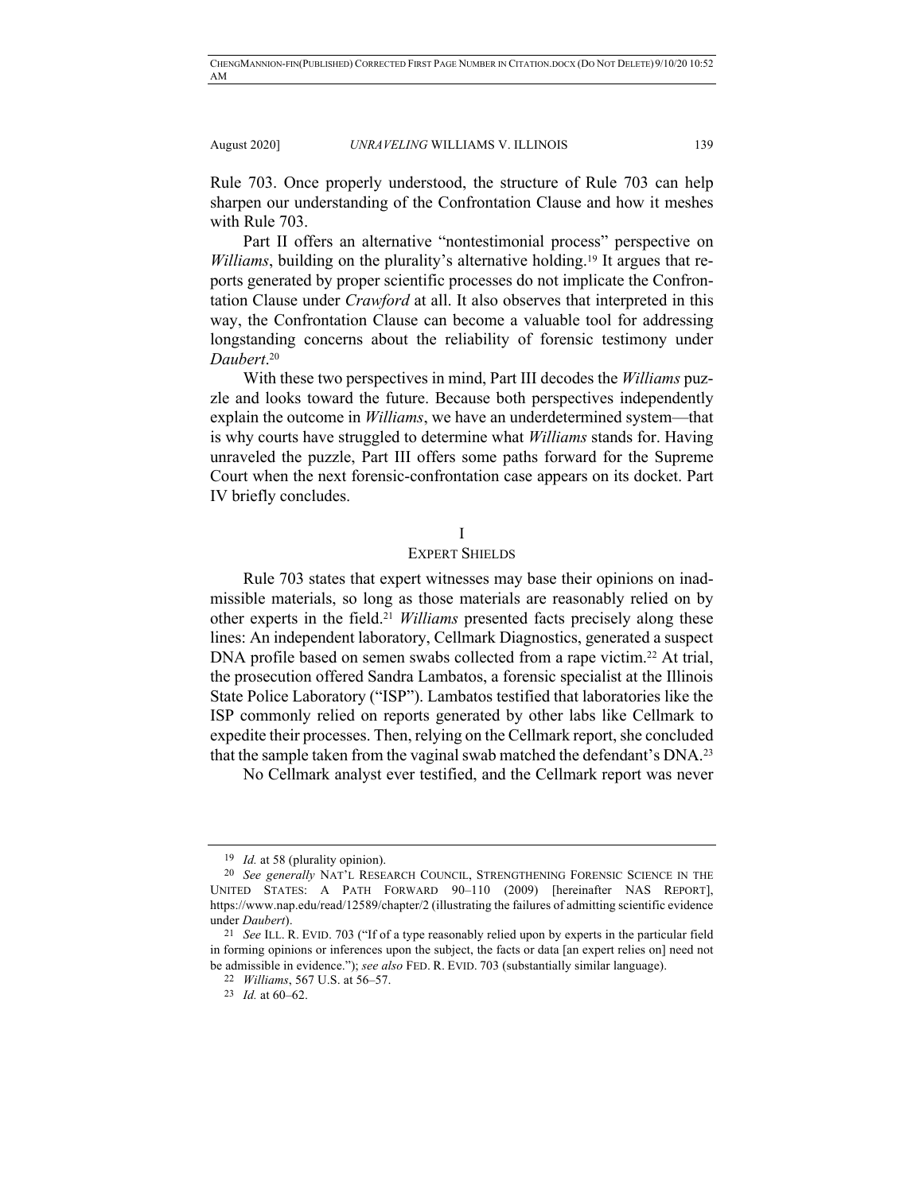Rule 703. Once properly understood, the structure of Rule 703 can help sharpen our understanding of the Confrontation Clause and how it meshes with Rule 703.

Part II offers an alternative "nontestimonial process" perspective on *Williams*, building on the plurality's alternative holding.[19] It argues that reports generated by proper scientific processes do not implicate the Confrontation Clause under *Crawford* at all. It also observes that interpreted in this way, the Confrontation Clause can become a valuable tool for addressing longstanding concerns about the reliability of forensic testimony under *Daubert*.[20]

With these two perspectives in mind, Part III decodes the *Williams* puzzle and looks toward the future. Because both perspectives independently explain the outcome in *Williams*, we have an underdetermined system—that is why courts have struggled to determine what *Williams* stands for. Having unraveled the puzzle, Part III offers some paths forward for the Supreme Court when the next forensic-confrontation case appears on its docket. Part IV briefly concludes.

## I
## EXPERT SHIELDS

Rule 703 states that expert witnesses may base their opinions on inadmissible materials, so long as those materials are reasonably relied on by other experts in the field.[21] *Williams* presented facts precisely along these lines: An independent laboratory, Cellmark Diagnostics, generated a suspect DNA profile based on semen swabs collected from a rape victim.[22] At trial, the prosecution offered Sandra Lambatos, a forensic specialist at the Illinois State Police Laboratory ("ISP"). Lambatos testified that laboratories like the ISP commonly relied on reports generated by other labs like Cellmark to expedite their processes. Then, relying on the Cellmark report, she concluded that the sample taken from the vaginal swab matched the defendant's DNA.[23]

No Cellmark analyst ever testified, and the Cellmark report was never

---

19 *Id.* at 58 (plurality opinion).

20 *See generally* NAT'L RESEARCH COUNCIL, STRENGTHENING FORENSIC SCIENCE IN THE UNITED STATES: A PATH FORWARD 90–110 (2009) [hereinafter NAS REPORT], https://www.nap.edu/read/12589/chapter/2 (illustrating the failures of admitting scientific evidence under *Daubert*).

21 *See* ILL. R. EVID. 703 ("If of a type reasonably relied upon by experts in the particular field in forming opinions or inferences upon the subject, the facts or data [an expert relies on] need not be admissible in evidence."); *see also* FED. R. EVID. 703 (substantially similar language).

22 *Williams*, 567 U.S. at 56–57.

23 *Id.* at 60–62.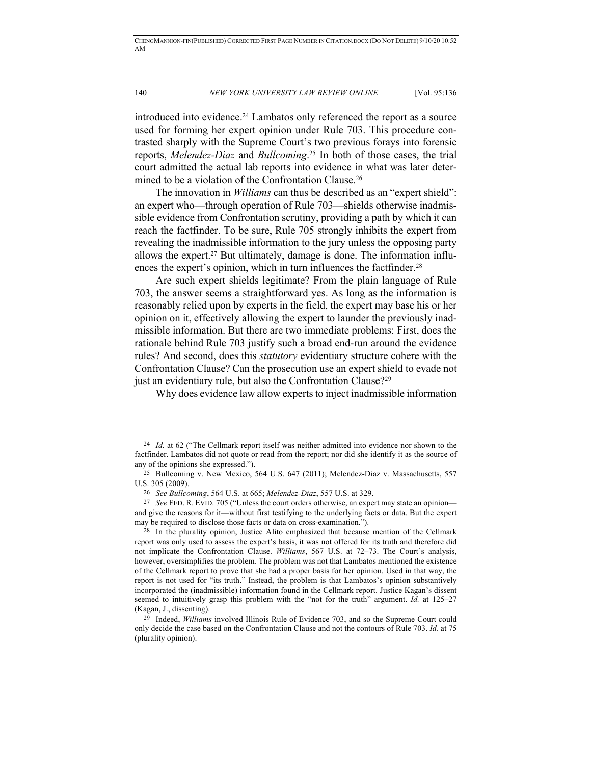introduced into evidence.[24] Lambatos only referenced the report as a source used for forming her expert opinion under Rule 703. This procedure contrasted sharply with the Supreme Court's two previous forays into forensic reports, *Melendez-Diaz* and *Bullcoming*.[25] In both of those cases, the trial court admitted the actual lab reports into evidence in what was later determined to be a violation of the Confrontation Clause.[26]

The innovation in *Williams* can thus be described as an "expert shield": an expert who—through operation of Rule 703—shields otherwise inadmissible evidence from Confrontation scrutiny, providing a path by which it can reach the factfinder. To be sure, Rule 705 strongly inhibits the expert from revealing the inadmissible information to the jury unless the opposing party allows the expert.[27] But ultimately, damage is done. The information influences the expert's opinion, which in turn influences the factfinder.[28]

Are such expert shields legitimate? From the plain language of Rule 703, the answer seems a straightforward yes. As long as the information is reasonably relied upon by experts in the field, the expert may base his or her opinion on it, effectively allowing the expert to launder the previously inadmissible information. But there are two immediate problems: First, does the rationale behind Rule 703 justify such a broad end-run around the evidence rules? And second, does this *statutory* evidentiary structure cohere with the Confrontation Clause? Can the prosecution use an expert shield to evade not just an evidentiary rule, but also the Confrontation Clause?[29]

Why does evidence law allow experts to inject inadmissible information

---

[24] *Id.* at 62 ("The Cellmark report itself was neither admitted into evidence nor shown to the factfinder. Lambatos did not quote or read from the report; nor did she identify it as the source of any of the opinions she expressed.").

[25] Bullcoming v. New Mexico, 564 U.S. 647 (2011); Melendez-Diaz v. Massachusetts, 557 U.S. 305 (2009).

[26] *See Bullcoming*, 564 U.S. at 665; *Melendez-Diaz*, 557 U.S. at 329.

[27] *See* FED. R. EVID. 705 ("Unless the court orders otherwise, an expert may state an opinion—and give the reasons for it—without first testifying to the underlying facts or data. But the expert may be required to disclose those facts or data on cross-examination.").

[28] In the plurality opinion, Justice Alito emphasized that because mention of the Cellmark report was only used to assess the expert's basis, it was not offered for its truth and therefore did not implicate the Confrontation Clause. *Williams*, 567 U.S. at 72–73. The Court's analysis, however, oversimplifies the problem. The problem was not that Lambatos mentioned the existence of the Cellmark report to prove that she had a proper basis for her opinion. Used in that way, the report is not used for "its truth." Instead, the problem is that Lambatos's opinion substantively incorporated the (inadmissible) information found in the Cellmark report. Justice Kagan's dissent seemed to intuitively grasp this problem with the "not for the truth" argument. *Id.* at 125–27 (Kagan, J., dissenting).

[29] Indeed, *Williams* involved Illinois Rule of Evidence 703, and so the Supreme Court could only decide the case based on the Confrontation Clause and not the contours of Rule 703. *Id.* at 75 (plurality opinion).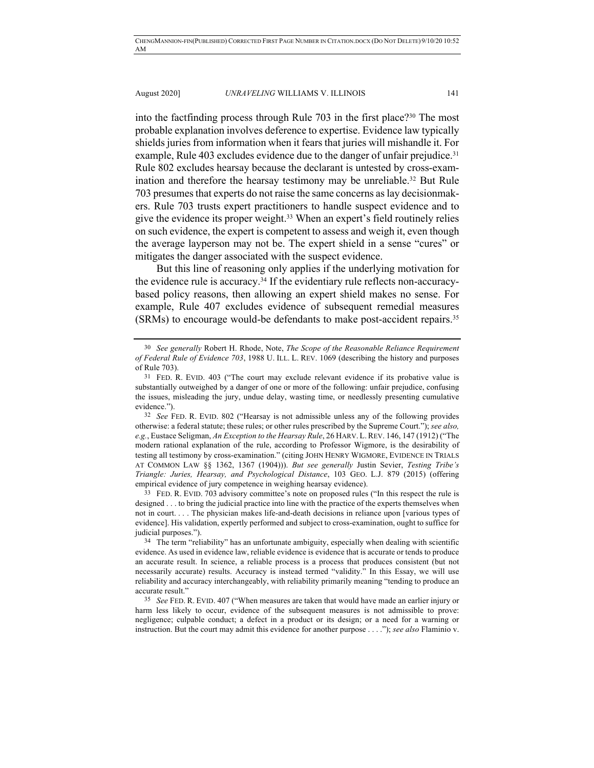into the factfinding process through Rule 703 in the first place?[30] The most probable explanation involves deference to expertise. Evidence law typically shields juries from information when it fears that juries will mishandle it. For example, Rule 403 excludes evidence due to the danger of unfair prejudice.[31] Rule 802 excludes hearsay because the declarant is untested by cross-examination and therefore the hearsay testimony may be unreliable.[32] But Rule 703 presumes that experts do not raise the same concerns as lay decisionmakers. Rule 703 trusts expert practitioners to handle suspect evidence and to give the evidence its proper weight.[33] When an expert's field routinely relies on such evidence, the expert is competent to assess and weigh it, even though the average layperson may not be. The expert shield in a sense "cures" or mitigates the danger associated with the suspect evidence.

But this line of reasoning only applies if the underlying motivation for the evidence rule is accuracy.[34] If the evidentiary rule reflects non-accuracy-based policy reasons, then allowing an expert shield makes no sense. For example, Rule 407 excludes evidence of subsequent remedial measures (SRMs) to encourage would-be defendants to make post-accident repairs.[35]

---

30 *See generally* Robert H. Rhode, Note, *The Scope of the Reasonable Reliance Requirement of Federal Rule of Evidence 703*, 1988 U. ILL. L. REV. 1069 (describing the history and purposes of Rule 703).

31 FED. R. EVID. 403 ("The court may exclude relevant evidence if its probative value is substantially outweighed by a danger of one or more of the following: unfair prejudice, confusing the issues, misleading the jury, undue delay, wasting time, or needlessly presenting cumulative evidence.").

32 *See* FED. R. EVID. 802 ("Hearsay is not admissible unless any of the following provides otherwise: a federal statute; these rules; or other rules prescribed by the Supreme Court."); *see also, e.g.*, Eustace Seligman, *An Exception to the Hearsay Rule*, 26 HARV. L. REV. 146, 147 (1912) ("The modern rational explanation of the rule, according to Professor Wigmore, is the desirability of testing all testimony by cross-examination." (citing JOHN HENRY WIGMORE, EVIDENCE IN TRIALS AT COMMON LAW §§ 1362, 1367 (1904))). *But see generally* Justin Sevier, *Testing Tribe's Triangle: Juries, Hearsay, and Psychological Distance*, 103 GEO. L.J. 879 (2015) (offering empirical evidence of jury competence in weighing hearsay evidence).

33 FED. R. EVID. 703 advisory committee's note on proposed rules ("In this respect the rule is designed . . . to bring the judicial practice into line with the practice of the experts themselves when not in court. . . . The physician makes life-and-death decisions in reliance upon [various types of evidence]. His validation, expertly performed and subject to cross-examination, ought to suffice for judicial purposes.").

34 The term "reliability" has an unfortunate ambiguity, especially when dealing with scientific evidence. As used in evidence law, reliable evidence is evidence that is accurate or tends to produce an accurate result. In science, a reliable process is a process that produces consistent (but not necessarily accurate) results. Accuracy is instead termed "validity." In this Essay, we will use reliability and accuracy interchangeably, with reliability primarily meaning "tending to produce an accurate result."

35 *See* FED. R. EVID. 407 ("When measures are taken that would have made an earlier injury or harm less likely to occur, evidence of the subsequent measures is not admissible to prove: negligence; culpable conduct; a defect in a product or its design; or a need for a warning or instruction. But the court may admit this evidence for another purpose . . . ."); *see also* Flaminio v.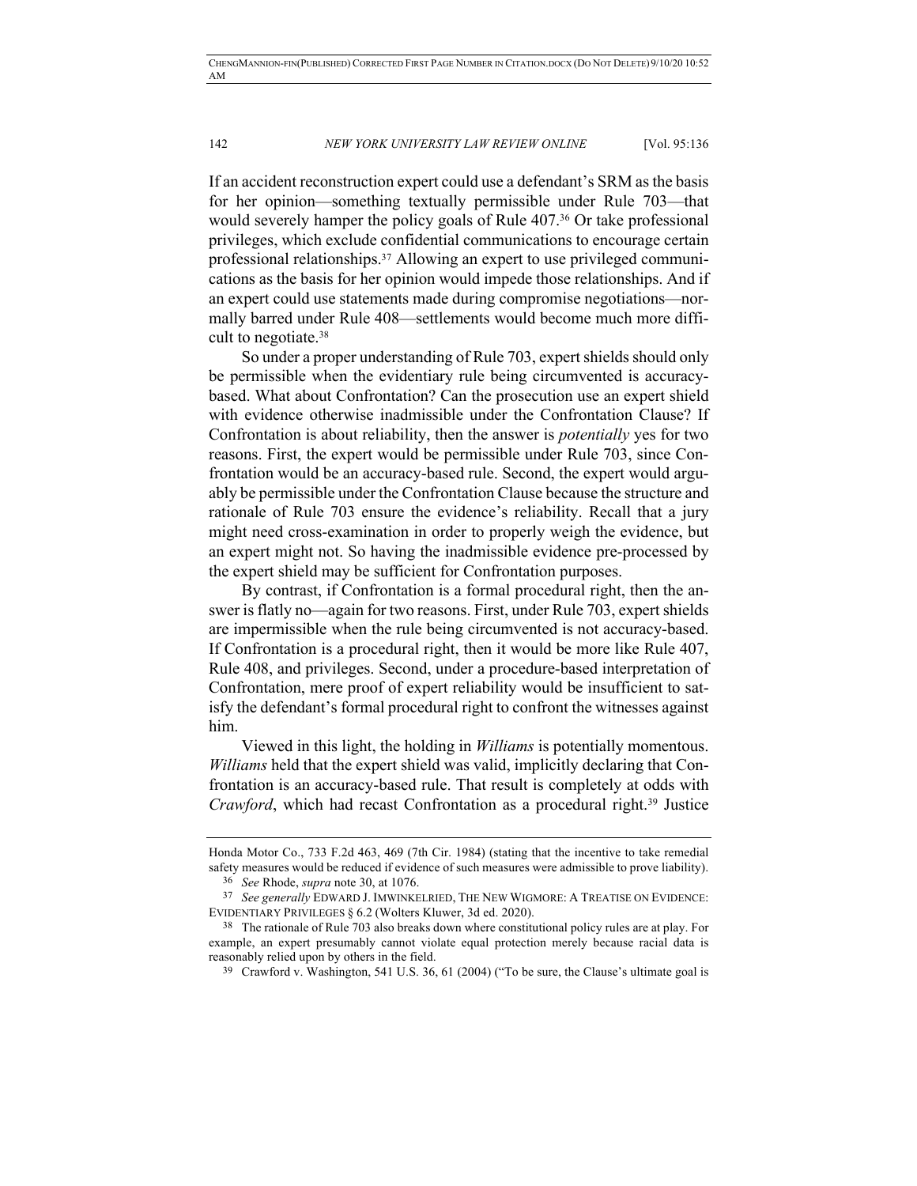If an accident reconstruction expert could use a defendant's SRM as the basis for her opinion—something textually permissible under Rule 703—that would severely hamper the policy goals of Rule 407.[36] Or take professional privileges, which exclude confidential communications to encourage certain professional relationships.[37] Allowing an expert to use privileged communications as the basis for her opinion would impede those relationships. And if an expert could use statements made during compromise negotiations—normally barred under Rule 408—settlements would become much more difficult to negotiate.[38]

So under a proper understanding of Rule 703, expert shields should only be permissible when the evidentiary rule being circumvented is accuracy-based. What about Confrontation? Can the prosecution use an expert shield with evidence otherwise inadmissible under the Confrontation Clause? If Confrontation is about reliability, then the answer is *potentially* yes for two reasons. First, the expert would be permissible under Rule 703, since Confrontation would be an accuracy-based rule. Second, the expert would arguably be permissible under the Confrontation Clause because the structure and rationale of Rule 703 ensure the evidence's reliability. Recall that a jury might need cross-examination in order to properly weigh the evidence, but an expert might not. So having the inadmissible evidence pre-processed by the expert shield may be sufficient for Confrontation purposes.

By contrast, if Confrontation is a formal procedural right, then the answer is flatly no—again for two reasons. First, under Rule 703, expert shields are impermissible when the rule being circumvented is not accuracy-based. If Confrontation is a procedural right, then it would be more like Rule 407, Rule 408, and privileges. Second, under a procedure-based interpretation of Confrontation, mere proof of expert reliability would be insufficient to satisfy the defendant's formal procedural right to confront the witnesses against him.

Viewed in this light, the holding in *Williams* is potentially momentous. *Williams* held that the expert shield was valid, implicitly declaring that Confrontation is an accuracy-based rule. That result is completely at odds with *Crawford*, which had recast Confrontation as a procedural right.[39] Justice

---

Honda Motor Co., 733 F.2d 463, 469 (7th Cir. 1984) (stating that the incentive to take remedial safety measures would be reduced if evidence of such measures were admissible to prove liability).

[36] *See* Rhode, *supra* note 30, at 1076.

[37] *See generally* EDWARD J. IMWINKELRIED, THE NEW WIGMORE: A TREATISE ON EVIDENCE: EVIDENTIARY PRIVILEGES § 6.2 (Wolters Kluwer, 3d ed. 2020).

[38] The rationale of Rule 703 also breaks down where constitutional policy rules are at play. For example, an expert presumably cannot violate equal protection merely because racial data is reasonably relied upon by others in the field.

[39] Crawford v. Washington, 541 U.S. 36, 61 (2004) ("To be sure, the Clause's ultimate goal is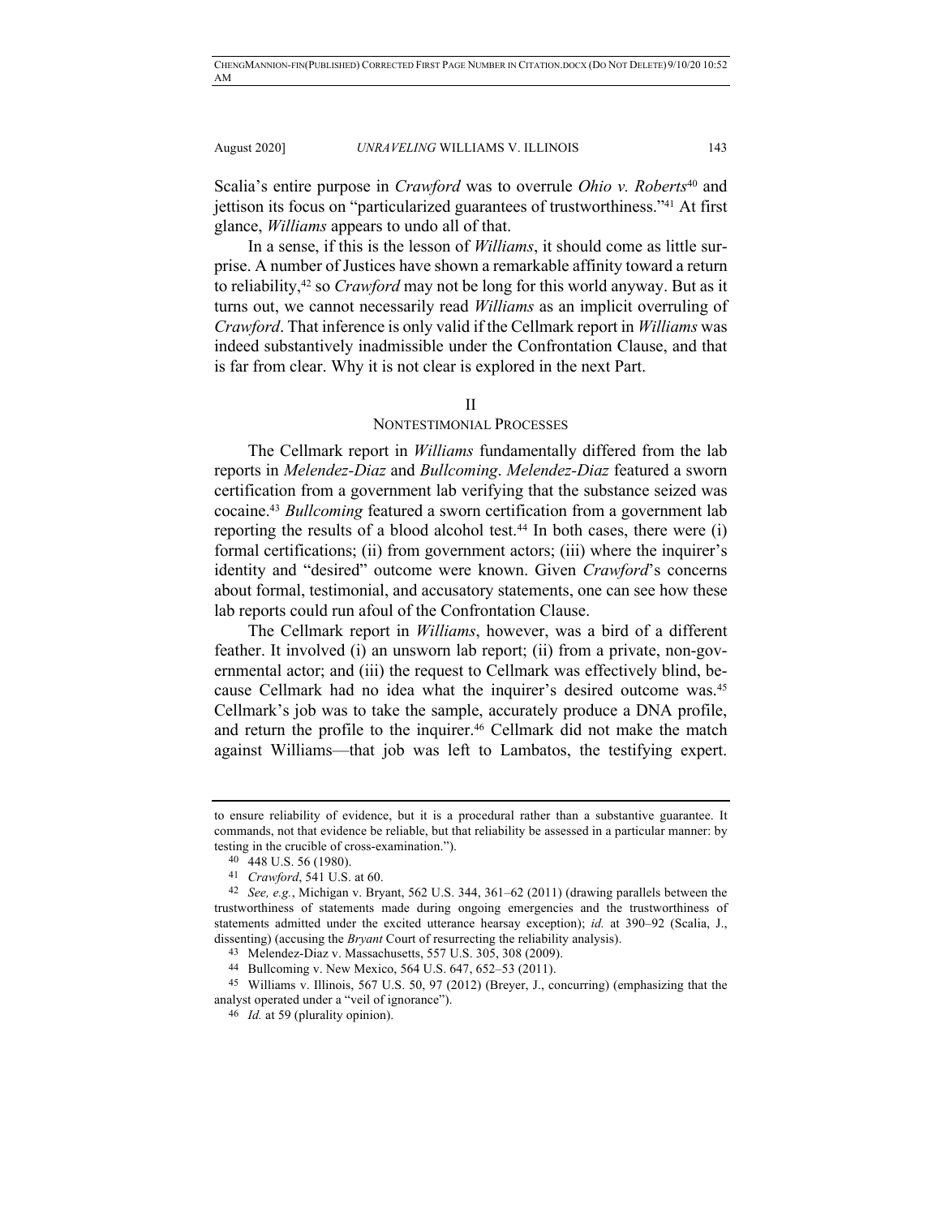Scalia's entire purpose in *Crawford* was to overrule *Ohio v. Roberts*[40] and jettison its focus on "particularized guarantees of trustworthiness."[41] At first glance, *Williams* appears to undo all of that.

In a sense, if this is the lesson of *Williams*, it should come as little surprise. A number of Justices have shown a remarkable affinity toward a return to reliability,[42] so *Crawford* may not be long for this world anyway. But as it turns out, we cannot necessarily read *Williams* as an implicit overruling of *Crawford*. That inference is only valid if the Cellmark report in *Williams* was indeed substantively inadmissible under the Confrontation Clause, and that is far from clear. Why it is not clear is explored in the next Part.

## II
## NONTESTIMONIAL PROCESSES

The Cellmark report in *Williams* fundamentally differed from the lab reports in *Melendez-Diaz* and *Bullcoming*. *Melendez-Diaz* featured a sworn certification from a government lab verifying that the substance seized was cocaine.[43] *Bullcoming* featured a sworn certification from a government lab reporting the results of a blood alcohol test.[44] In both cases, there were (i) formal certifications; (ii) from government actors; (iii) where the inquirer's identity and "desired" outcome were known. Given *Crawford*'s concerns about formal, testimonial, and accusatory statements, one can see how these lab reports could run afoul of the Confrontation Clause.

The Cellmark report in *Williams*, however, was a bird of a different feather. It involved (i) an unsworn lab report; (ii) from a private, non-governmental actor; and (iii) the request to Cellmark was effectively blind, because Cellmark had no idea what the inquirer's desired outcome was.[45] Cellmark's job was to take the sample, accurately produce a DNA profile, and return the profile to the inquirer.[46] Cellmark did not make the match against Williams—that job was left to Lambatos, the testifying expert.

---

to ensure reliability of evidence, but it is a procedural rather than a substantive guarantee. It commands, not that evidence be reliable, but that reliability be assessed in a particular manner: by testing in the crucible of cross-examination.").

[40] 448 U.S. 56 (1980).

[41] *Crawford*, 541 U.S. at 60.

[42] *See, e.g.*, Michigan v. Bryant, 562 U.S. 344, 361–62 (2011) (drawing parallels between the trustworthiness of statements made during ongoing emergencies and the trustworthiness of statements admitted under the excited utterance hearsay exception); *id.* at 390–92 (Scalia, J., dissenting) (accusing the *Bryant* Court of resurrecting the reliability analysis).

[43] Melendez-Diaz v. Massachusetts, 557 U.S. 305, 308 (2009).

[44] Bullcoming v. New Mexico, 564 U.S. 647, 652–53 (2011).

[45] Williams v. Illinois, 567 U.S. 50, 97 (2012) (Breyer, J., concurring) (emphasizing that the analyst operated under a "veil of ignorance").

[46] *Id.* at 59 (plurality opinion).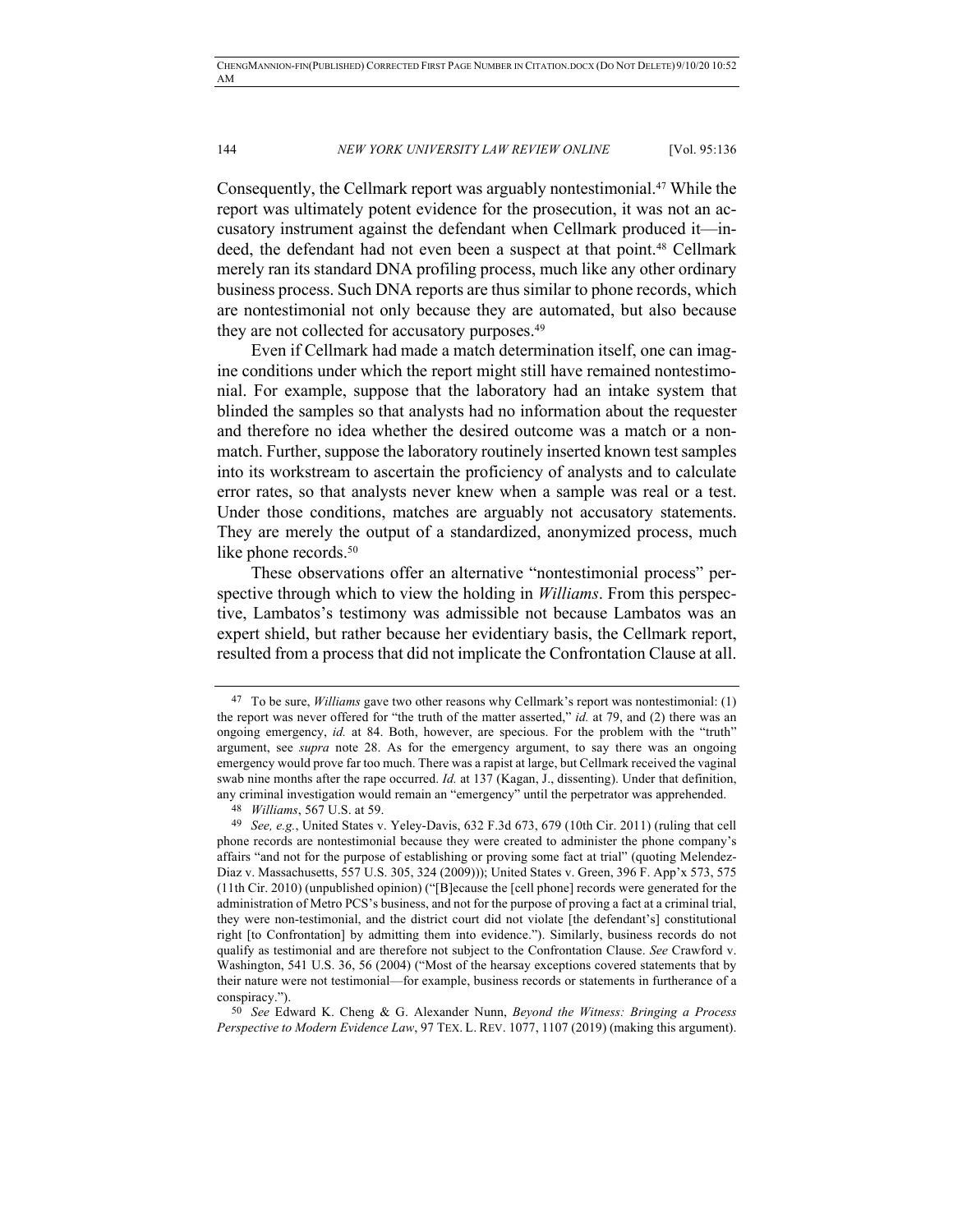Consequently, the Cellmark report was arguably nontestimonial.[47] While the report was ultimately potent evidence for the prosecution, it was not an accusatory instrument against the defendant when Cellmark produced it—indeed, the defendant had not even been a suspect at that point.[48] Cellmark merely ran its standard DNA profiling process, much like any other ordinary business process. Such DNA reports are thus similar to phone records, which are nontestimonial not only because they are automated, but also because they are not collected for accusatory purposes.[49]

Even if Cellmark had made a match determination itself, one can imagine conditions under which the report might still have remained nontestimonial. For example, suppose that the laboratory had an intake system that blinded the samples so that analysts had no information about the requester and therefore no idea whether the desired outcome was a match or a nonmatch. Further, suppose the laboratory routinely inserted known test samples into its workstream to ascertain the proficiency of analysts and to calculate error rates, so that analysts never knew when a sample was real or a test. Under those conditions, matches are arguably not accusatory statements. They are merely the output of a standardized, anonymized process, much like phone records.[50]

These observations offer an alternative "nontestimonial process" perspective through which to view the holding in *Williams*. From this perspective, Lambatos's testimony was admissible not because Lambatos was an expert shield, but rather because her evidentiary basis, the Cellmark report, resulted from a process that did not implicate the Confrontation Clause at all.

---

[47] To be sure, *Williams* gave two other reasons why Cellmark's report was nontestimonial: (1) the report was never offered for "the truth of the matter asserted," *id.* at 79, and (2) there was an ongoing emergency, *id.* at 84. Both, however, are specious. For the problem with the "truth" argument, see *supra* note 28. As for the emergency argument, to say there was an ongoing emergency would prove far too much. There was a rapist at large, but Cellmark received the vaginal swab nine months after the rape occurred. *Id.* at 137 (Kagan, J., dissenting). Under that definition, any criminal investigation would remain an "emergency" until the perpetrator was apprehended.

[48] *Williams*, 567 U.S. at 59.

[49] *See, e.g.*, United States v. Yeley-Davis, 632 F.3d 673, 679 (10th Cir. 2011) (ruling that cell phone records are nontestimonial because they were created to administer the phone company's affairs "and not for the purpose of establishing or proving some fact at trial" (quoting Melendez-Diaz v. Massachusetts, 557 U.S. 305, 324 (2009))); United States v. Green, 396 F. App'x 573, 575 (11th Cir. 2010) (unpublished opinion) ("[B]ecause the [cell phone] records were generated for the administration of Metro PCS's business, and not for the purpose of proving a fact at a criminal trial, they were non-testimonial, and the district court did not violate [the defendant's] constitutional right [to Confrontation] by admitting them into evidence."). Similarly, business records do not qualify as testimonial and are therefore not subject to the Confrontation Clause. *See* Crawford v. Washington, 541 U.S. 36, 56 (2004) ("Most of the hearsay exceptions covered statements that by their nature were not testimonial—for example, business records or statements in furtherance of a conspiracy.").

[50] *See* Edward K. Cheng & G. Alexander Nunn, *Beyond the Witness: Bringing a Process Perspective to Modern Evidence Law*, 97 TEX. L. REV. 1077, 1107 (2019) (making this argument).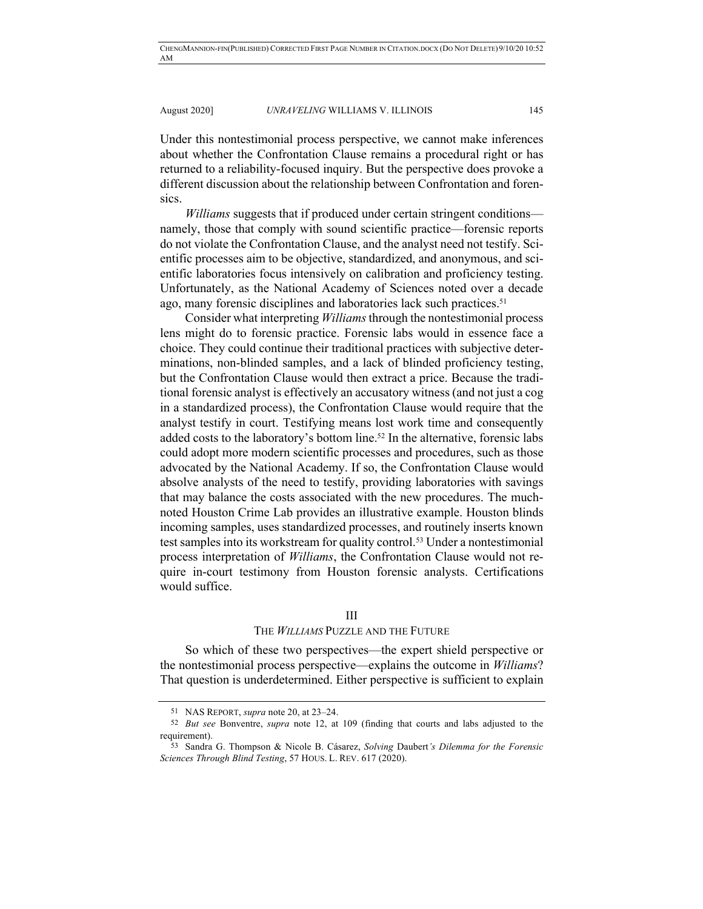Under this nontestimonial process perspective, we cannot make inferences about whether the Confrontation Clause remains a procedural right or has returned to a reliability-focused inquiry. But the perspective does provoke a different discussion about the relationship between Confrontation and forensics.

*Williams* suggests that if produced under certain stringent conditions—namely, those that comply with sound scientific practice—forensic reports do not violate the Confrontation Clause, and the analyst need not testify. Scientific processes aim to be objective, standardized, and anonymous, and scientific laboratories focus intensively on calibration and proficiency testing. Unfortunately, as the National Academy of Sciences noted over a decade ago, many forensic disciplines and laboratories lack such practices.[51]

Consider what interpreting *Williams* through the nontestimonial process lens might do to forensic practice. Forensic labs would in essence face a choice. They could continue their traditional practices with subjective determinations, non-blinded samples, and a lack of blinded proficiency testing, but the Confrontation Clause would then extract a price. Because the traditional forensic analyst is effectively an accusatory witness (and not just a cog in a standardized process), the Confrontation Clause would require that the analyst testify in court. Testifying means lost work time and consequently added costs to the laboratory's bottom line.[52] In the alternative, forensic labs could adopt more modern scientific processes and procedures, such as those advocated by the National Academy. If so, the Confrontation Clause would absolve analysts of the need to testify, providing laboratories with savings that may balance the costs associated with the new procedures. The much-noted Houston Crime Lab provides an illustrative example. Houston blinds incoming samples, uses standardized processes, and routinely inserts known test samples into its workstream for quality control.[53] Under a nontestimonial process interpretation of *Williams*, the Confrontation Clause would not require in-court testimony from Houston forensic analysts. Certifications would suffice.

## III
## THE *WILLIAMS* PUZZLE AND THE FUTURE

So which of these two perspectives—the expert shield perspective or the nontestimonial process perspective—explains the outcome in *Williams*? That question is underdetermined. Either perspective is sufficient to explain

---

51 NAS REPORT, *supra* note 20, at 23–24.

52 *But see* Bonventre, *supra* note 12, at 109 (finding that courts and labs adjusted to the requirement).

53 Sandra G. Thompson & Nicole B. Cásarez, *Solving* Daubert*'s Dilemma for the Forensic Sciences Through Blind Testing*, 57 HOUS. L. REV. 617 (2020).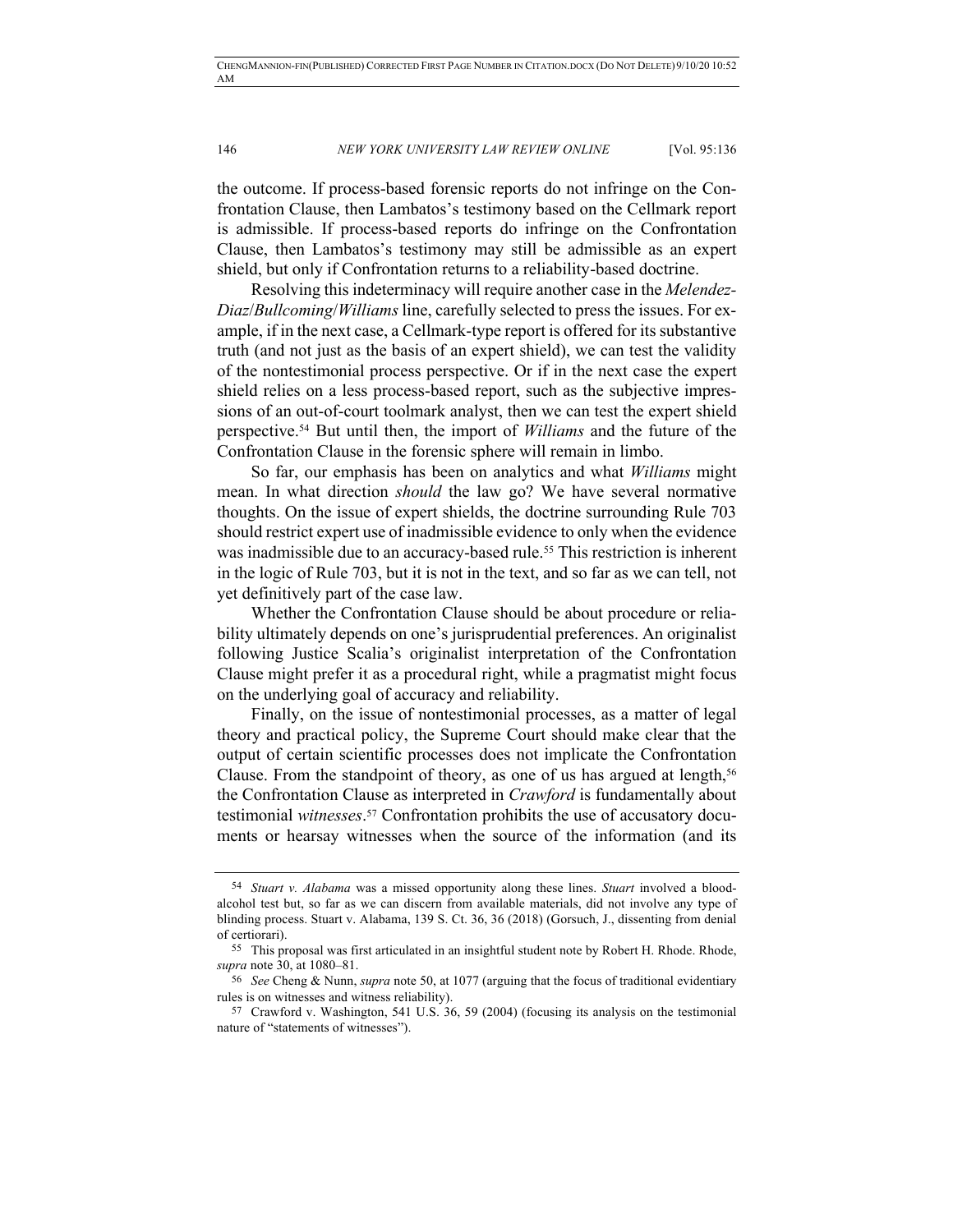the outcome. If process-based forensic reports do not infringe on the Confrontation Clause, then Lambatos's testimony based on the Cellmark report is admissible. If process-based reports do infringe on the Confrontation Clause, then Lambatos's testimony may still be admissible as an expert shield, but only if Confrontation returns to a reliability-based doctrine.

Resolving this indeterminacy will require another case in the *Melendez-Diaz*/*Bullcoming*/*Williams* line, carefully selected to press the issues. For example, if in the next case, a Cellmark-type report is offered for its substantive truth (and not just as the basis of an expert shield), we can test the validity of the nontestimonial process perspective. Or if in the next case the expert shield relies on a less process-based report, such as the subjective impressions of an out-of-court toolmark analyst, then we can test the expert shield perspective.[54] But until then, the import of *Williams* and the future of the Confrontation Clause in the forensic sphere will remain in limbo.

So far, our emphasis has been on analytics and what *Williams* might mean. In what direction *should* the law go? We have several normative thoughts. On the issue of expert shields, the doctrine surrounding Rule 703 should restrict expert use of inadmissible evidence to only when the evidence was inadmissible due to an accuracy-based rule.[55] This restriction is inherent in the logic of Rule 703, but it is not in the text, and so far as we can tell, not yet definitively part of the case law.

Whether the Confrontation Clause should be about procedure or reliability ultimately depends on one's jurisprudential preferences. An originalist following Justice Scalia's originalist interpretation of the Confrontation Clause might prefer it as a procedural right, while a pragmatist might focus on the underlying goal of accuracy and reliability.

Finally, on the issue of nontestimonial processes, as a matter of legal theory and practical policy, the Supreme Court should make clear that the output of certain scientific processes does not implicate the Confrontation Clause. From the standpoint of theory, as one of us has argued at length,[56] the Confrontation Clause as interpreted in *Crawford* is fundamentally about testimonial *witnesses*.[57] Confrontation prohibits the use of accusatory documents or hearsay witnesses when the source of the information (and its

---

54 *Stuart v. Alabama* was a missed opportunity along these lines. *Stuart* involved a blood-alcohol test but, so far as we can discern from available materials, did not involve any type of blinding process. Stuart v. Alabama, 139 S. Ct. 36, 36 (2018) (Gorsuch, J., dissenting from denial of certiorari).

55 This proposal was first articulated in an insightful student note by Robert H. Rhode. Rhode, *supra* note 30, at 1080–81.

56 *See* Cheng & Nunn, *supra* note 50, at 1077 (arguing that the focus of traditional evidentiary rules is on witnesses and witness reliability).

57 Crawford v. Washington, 541 U.S. 36, 59 (2004) (focusing its analysis on the testimonial nature of "statements of witnesses").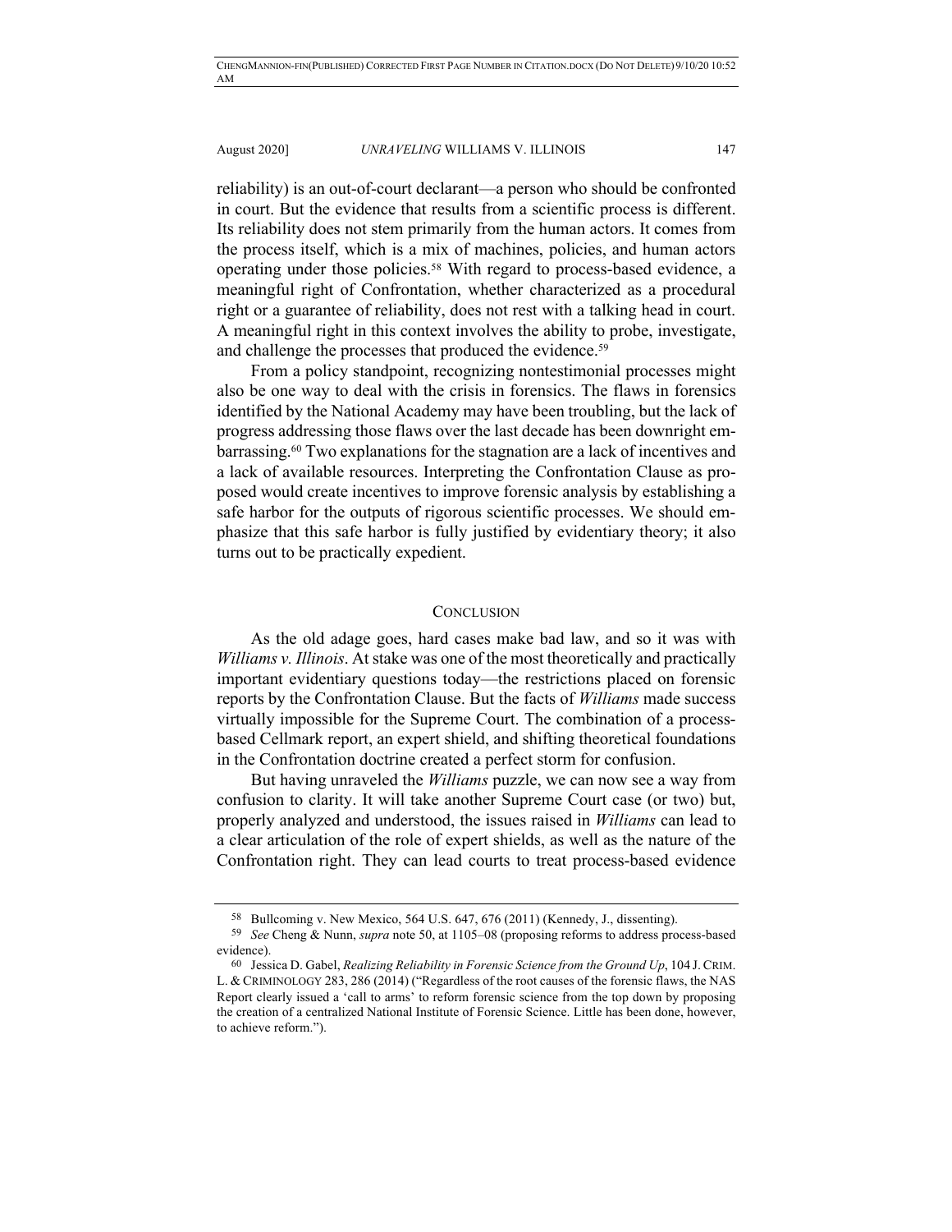reliability) is an out-of-court declarant—a person who should be confronted in court. But the evidence that results from a scientific process is different. Its reliability does not stem primarily from the human actors. It comes from the process itself, which is a mix of machines, policies, and human actors operating under those policies.[58] With regard to process-based evidence, a meaningful right of Confrontation, whether characterized as a procedural right or a guarantee of reliability, does not rest with a talking head in court. A meaningful right in this context involves the ability to probe, investigate, and challenge the processes that produced the evidence.[59]

From a policy standpoint, recognizing nontestimonial processes might also be one way to deal with the crisis in forensics. The flaws in forensics identified by the National Academy may have been troubling, but the lack of progress addressing those flaws over the last decade has been downright embarrassing.[60] Two explanations for the stagnation are a lack of incentives and a lack of available resources. Interpreting the Confrontation Clause as proposed would create incentives to improve forensic analysis by establishing a safe harbor for the outputs of rigorous scientific processes. We should emphasize that this safe harbor is fully justified by evidentiary theory; it also turns out to be practically expedient.

## CONCLUSION

As the old adage goes, hard cases make bad law, and so it was with *Williams v. Illinois*. At stake was one of the most theoretically and practically important evidentiary questions today—the restrictions placed on forensic reports by the Confrontation Clause. But the facts of *Williams* made success virtually impossible for the Supreme Court. The combination of a process-based Cellmark report, an expert shield, and shifting theoretical foundations in the Confrontation doctrine created a perfect storm for confusion.

But having unraveled the *Williams* puzzle, we can now see a way from confusion to clarity. It will take another Supreme Court case (or two) but, properly analyzed and understood, the issues raised in *Williams* can lead to a clear articulation of the role of expert shields, as well as the nature of the Confrontation right. They can lead courts to treat process-based evidence

---

58 Bullcoming v. New Mexico, 564 U.S. 647, 676 (2011) (Kennedy, J., dissenting).

59 *See* Cheng & Nunn, *supra* note 50, at 1105–08 (proposing reforms to address process-based evidence).

60 Jessica D. Gabel, *Realizing Reliability in Forensic Science from the Ground Up*, 104 J. CRIM. L. & CRIMINOLOGY 283, 286 (2014) ("Regardless of the root causes of the forensic flaws, the NAS Report clearly issued a 'call to arms' to reform forensic science from the top down by proposing the creation of a centralized National Institute of Forensic Science. Little has been done, however, to achieve reform.").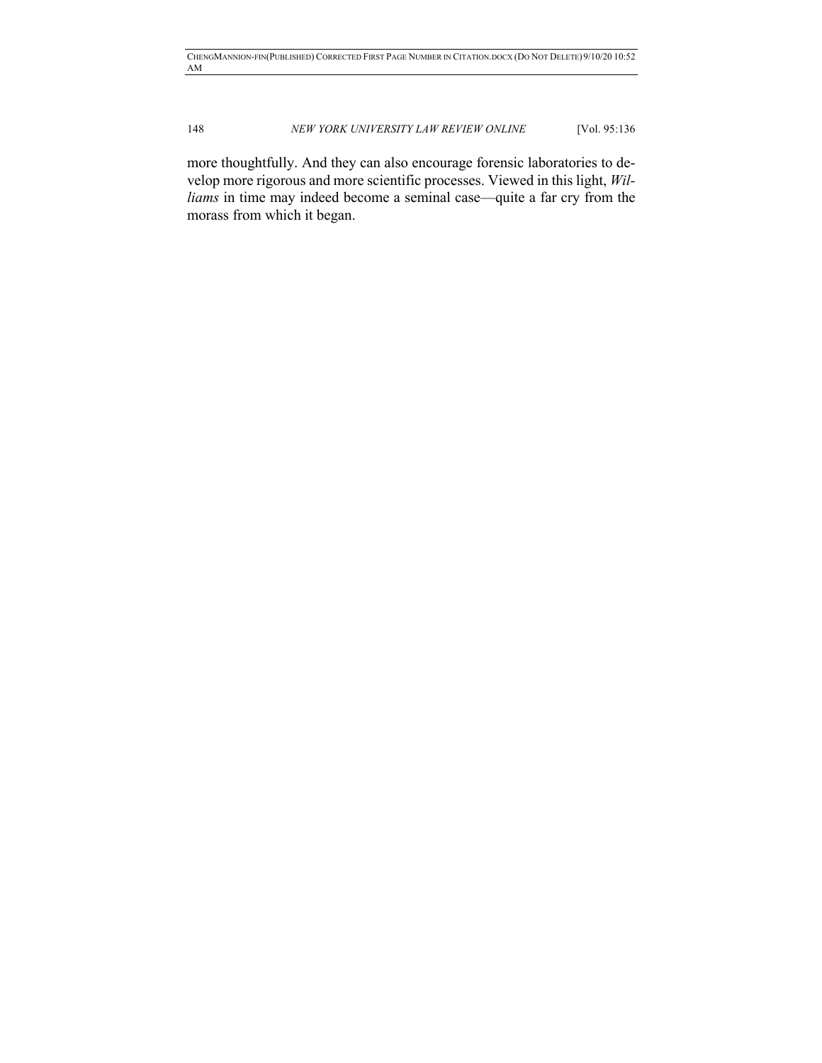more thoughtfully. And they can also encourage forensic laboratories to develop more rigorous and more scientific processes. Viewed in this light, *Williams* in time may indeed become a seminal case—quite a far cry from the morass from which it began.